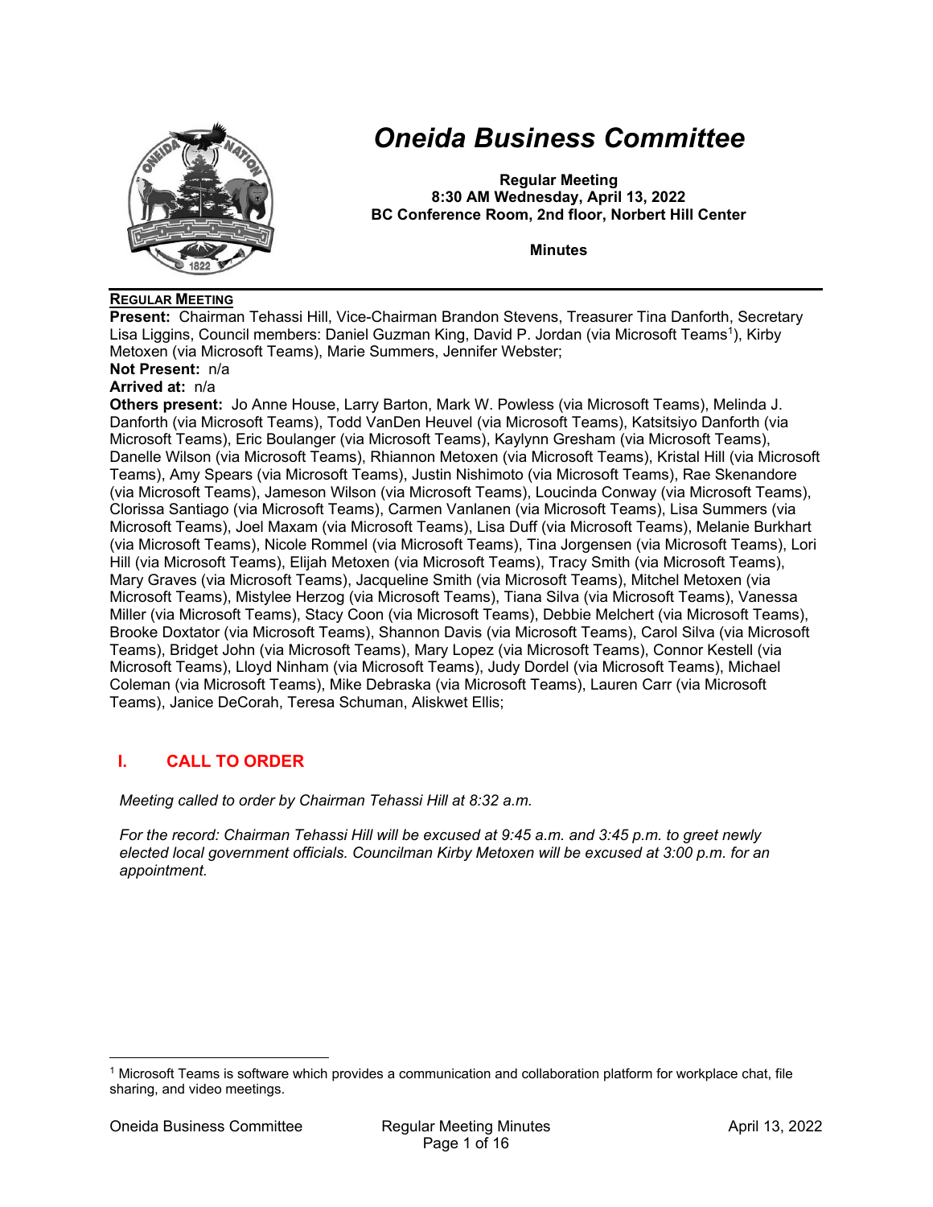# *Oneida Business Committee*

**Regular Meeting**
**8:30 AM Wednesday, April 13, 2022**
**BC Conference Room, 2nd floor, Norbert Hill Center**

**Minutes**

**REGULAR MEETING**

**Present:** Chairman Tehassi Hill, Vice-Chairman Brandon Stevens, Treasurer Tina Danforth, Secretary Lisa Liggins, Council members: Daniel Guzman King, David P. Jordan (via Microsoft Teams[1]), Kirby Metoxen (via Microsoft Teams), Marie Summers, Jennifer Webster;

**Not Present:** n/a

**Arrived at:** n/a

**Others present:** Jo Anne House, Larry Barton, Mark W. Powless (via Microsoft Teams), Melinda J. Danforth (via Microsoft Teams), Todd VanDen Heuvel (via Microsoft Teams), Katsitsiyo Danforth (via Microsoft Teams), Eric Boulanger (via Microsoft Teams), Kaylynn Gresham (via Microsoft Teams), Danelle Wilson (via Microsoft Teams), Rhiannon Metoxen (via Microsoft Teams), Kristal Hill (via Microsoft Teams), Amy Spears (via Microsoft Teams), Justin Nishimoto (via Microsoft Teams), Rae Skenandore (via Microsoft Teams), Jameson Wilson (via Microsoft Teams), Loucinda Conway (via Microsoft Teams), Clorissa Santiago (via Microsoft Teams), Carmen Vanlanen (via Microsoft Teams), Lisa Summers (via Microsoft Teams), Joel Maxam (via Microsoft Teams), Lisa Duff (via Microsoft Teams), Melanie Burkhart (via Microsoft Teams), Nicole Rommel (via Microsoft Teams), Tina Jorgensen (via Microsoft Teams), Lori Hill (via Microsoft Teams), Elijah Metoxen (via Microsoft Teams), Tracy Smith (via Microsoft Teams), Mary Graves (via Microsoft Teams), Jacqueline Smith (via Microsoft Teams), Mitchel Metoxen (via Microsoft Teams), Mistylee Herzog (via Microsoft Teams), Tiana Silva (via Microsoft Teams), Vanessa Miller (via Microsoft Teams), Stacy Coon (via Microsoft Teams), Debbie Melchert (via Microsoft Teams), Brooke Doxtator (via Microsoft Teams), Shannon Davis (via Microsoft Teams), Carol Silva (via Microsoft Teams), Bridget John (via Microsoft Teams), Mary Lopez (via Microsoft Teams), Connor Kestell (via Microsoft Teams), Lloyd Ninham (via Microsoft Teams), Judy Dordel (via Microsoft Teams), Michael Coleman (via Microsoft Teams), Mike Debraska (via Microsoft Teams), Lauren Carr (via Microsoft Teams), Janice DeCorah, Teresa Schuman, Aliskwet Ellis;

## I. CALL TO ORDER

*Meeting called to order by Chairman Tehassi Hill at 8:32 a.m.*

*For the record: Chairman Tehassi Hill will be excused at 9:45 a.m. and 3:45 p.m. to greet newly elected local government officials. Councilman Kirby Metoxen will be excused at 3:00 p.m. for an appointment.*

[1] Microsoft Teams is software which provides a communication and collaboration platform for workplace chat, file sharing, and video meetings.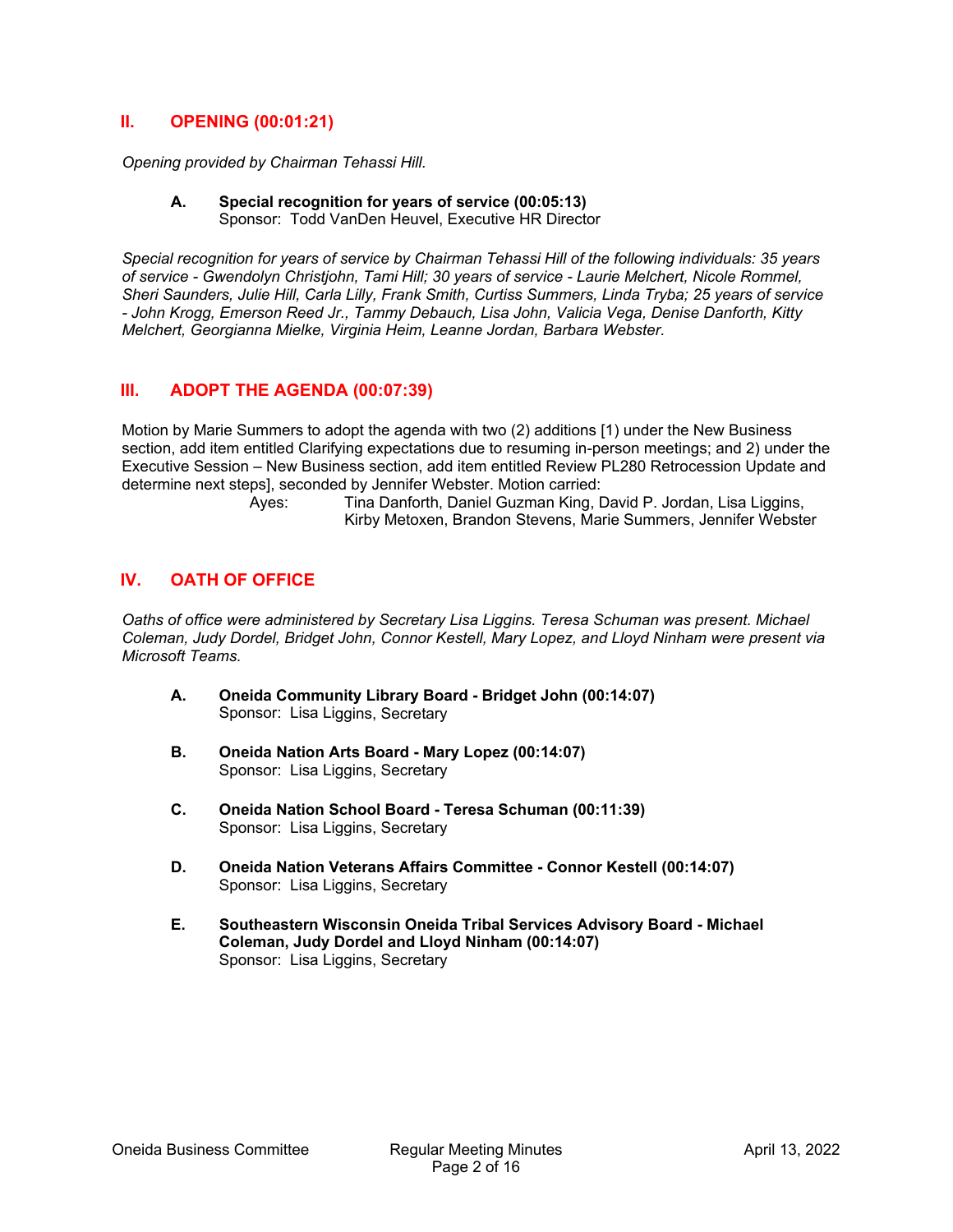## II. OPENING (00:01:21)

*Opening provided by Chairman Tehassi Hill.*

### A. Special recognition for years of service (00:05:13)
Sponsor: Todd VanDen Heuvel, Executive HR Director

*Special recognition for years of service by Chairman Tehassi Hill of the following individuals: 35 years of service - Gwendolyn Christjohn, Tami Hill; 30 years of service - Laurie Melchert, Nicole Rommel, Sheri Saunders, Julie Hill, Carla Lilly, Frank Smith, Curtiss Summers, Linda Tryba; 25 years of service - John Krogg, Emerson Reed Jr., Tammy Debauch, Lisa John, Valicia Vega, Denise Danforth, Kitty Melchert, Georgianna Mielke, Virginia Heim, Leanne Jordan, Barbara Webster.*

## III. ADOPT THE AGENDA (00:07:39)

Motion by Marie Summers to adopt the agenda with two (2) additions [1) under the New Business section, add item entitled Clarifying expectations due to resuming in-person meetings; and 2) under the Executive Session – New Business section, add item entitled Review PL280 Retrocession Update and determine next steps], seconded by Jennifer Webster. Motion carried:

Ayes: Tina Danforth, Daniel Guzman King, David P. Jordan, Lisa Liggins, Kirby Metoxen, Brandon Stevens, Marie Summers, Jennifer Webster

## IV. OATH OF OFFICE

*Oaths of office were administered by Secretary Lisa Liggins. Teresa Schuman was present. Michael Coleman, Judy Dordel, Bridget John, Connor Kestell, Mary Lopez, and Lloyd Ninham were present via Microsoft Teams.*

### A. Oneida Community Library Board - Bridget John (00:14:07)
Sponsor: Lisa Liggins, Secretary

### B. Oneida Nation Arts Board - Mary Lopez (00:14:07)
Sponsor: Lisa Liggins, Secretary

### C. Oneida Nation School Board - Teresa Schuman (00:11:39)
Sponsor: Lisa Liggins, Secretary

### D. Oneida Nation Veterans Affairs Committee - Connor Kestell (00:14:07)
Sponsor: Lisa Liggins, Secretary

### E. Southeastern Wisconsin Oneida Tribal Services Advisory Board - Michael Coleman, Judy Dordel and Lloyd Ninham (00:14:07)
Sponsor: Lisa Liggins, Secretary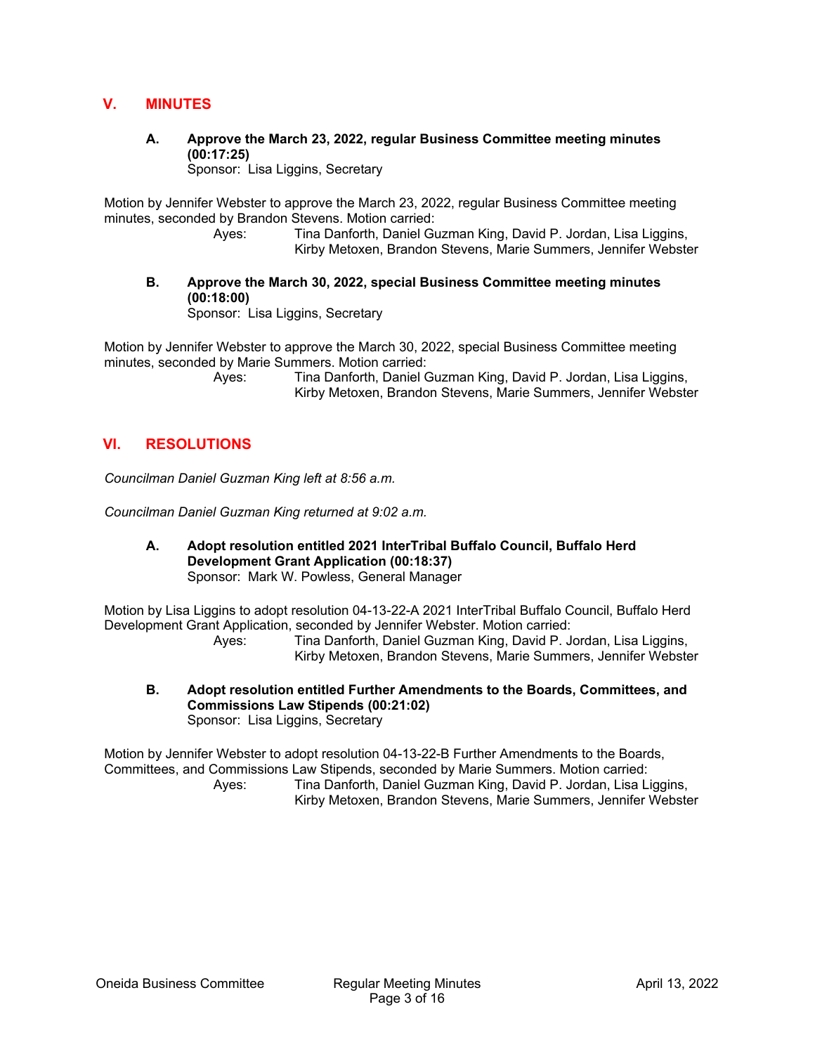## V. MINUTES

**A. Approve the March 23, 2022, regular Business Committee meeting minutes (00:17:25)**
Sponsor: Lisa Liggins, Secretary

Motion by Jennifer Webster to approve the March 23, 2022, regular Business Committee meeting minutes, seconded by Brandon Stevens. Motion carried:

Ayes: Tina Danforth, Daniel Guzman King, David P. Jordan, Lisa Liggins, Kirby Metoxen, Brandon Stevens, Marie Summers, Jennifer Webster

**B. Approve the March 30, 2022, special Business Committee meeting minutes (00:18:00)**
Sponsor: Lisa Liggins, Secretary

Motion by Jennifer Webster to approve the March 30, 2022, special Business Committee meeting minutes, seconded by Marie Summers. Motion carried:

Ayes: Tina Danforth, Daniel Guzman King, David P. Jordan, Lisa Liggins, Kirby Metoxen, Brandon Stevens, Marie Summers, Jennifer Webster

## VI. RESOLUTIONS

*Councilman Daniel Guzman King left at 8:56 a.m.*

*Councilman Daniel Guzman King returned at 9:02 a.m.*

**A. Adopt resolution entitled 2021 InterTribal Buffalo Council, Buffalo Herd Development Grant Application (00:18:37)**
Sponsor: Mark W. Powless, General Manager

Motion by Lisa Liggins to adopt resolution 04-13-22-A 2021 InterTribal Buffalo Council, Buffalo Herd Development Grant Application, seconded by Jennifer Webster. Motion carried:

Ayes: Tina Danforth, Daniel Guzman King, David P. Jordan, Lisa Liggins, Kirby Metoxen, Brandon Stevens, Marie Summers, Jennifer Webster

**B. Adopt resolution entitled Further Amendments to the Boards, Committees, and Commissions Law Stipends (00:21:02)**
Sponsor: Lisa Liggins, Secretary

Motion by Jennifer Webster to adopt resolution 04-13-22-B Further Amendments to the Boards, Committees, and Commissions Law Stipends, seconded by Marie Summers. Motion carried:

Ayes: Tina Danforth, Daniel Guzman King, David P. Jordan, Lisa Liggins, Kirby Metoxen, Brandon Stevens, Marie Summers, Jennifer Webster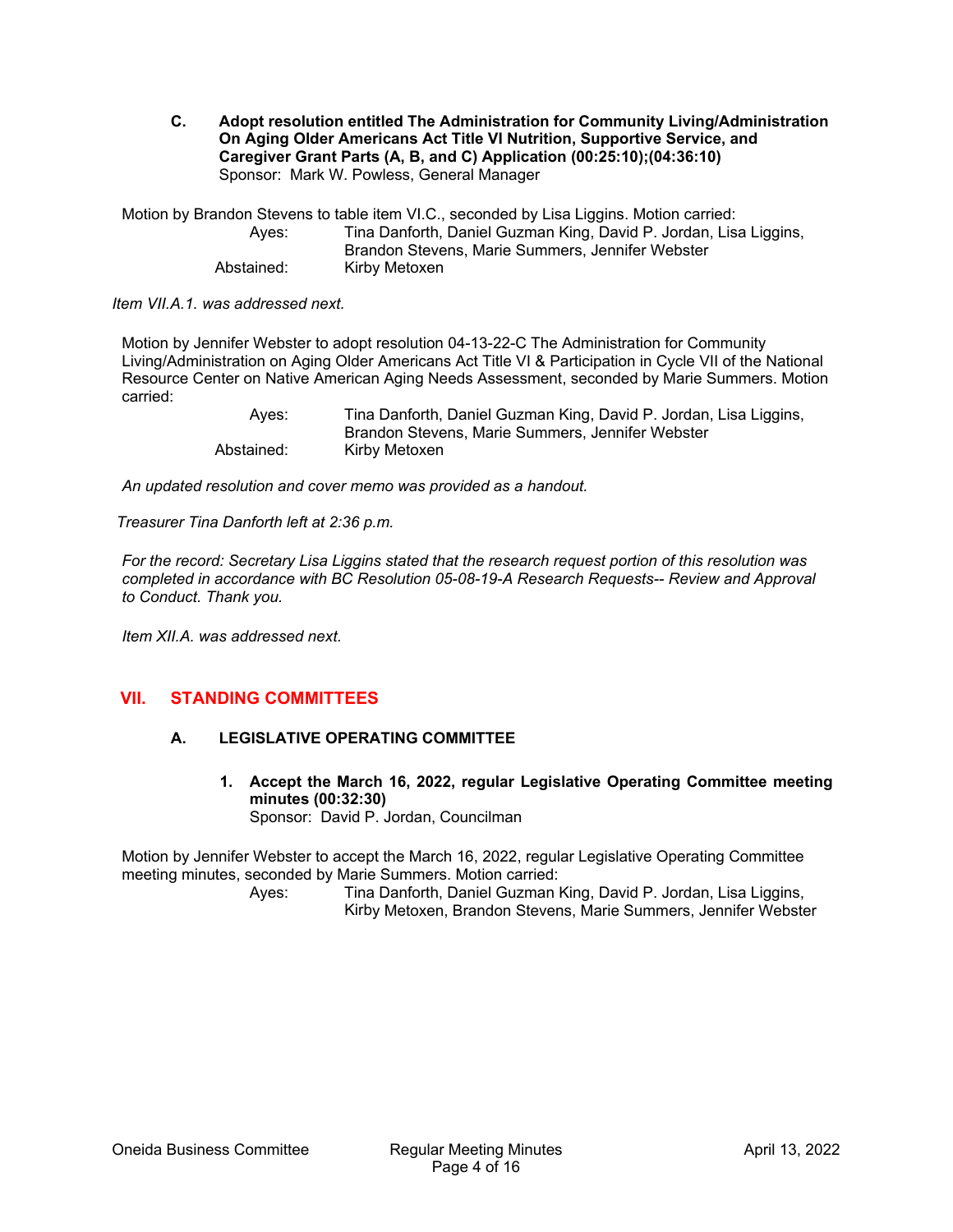**C. Adopt resolution entitled The Administration for Community Living/Administration On Aging Older Americans Act Title VI Nutrition, Supportive Service, and Caregiver Grant Parts (A, B, and C) Application (00:25:10);(04:36:10)**
Sponsor: Mark W. Powless, General Manager

Motion by Brandon Stevens to table item VI.C., seconded by Lisa Liggins. Motion carried:

Ayes: Tina Danforth, Daniel Guzman King, David P. Jordan, Lisa Liggins, Brandon Stevens, Marie Summers, Jennifer Webster
Abstained: Kirby Metoxen

*Item VII.A.1. was addressed next.*

Motion by Jennifer Webster to adopt resolution 04-13-22-C The Administration for Community Living/Administration on Aging Older Americans Act Title VI & Participation in Cycle VII of the National Resource Center on Native American Aging Needs Assessment, seconded by Marie Summers. Motion carried:

Ayes: Tina Danforth, Daniel Guzman King, David P. Jordan, Lisa Liggins, Brandon Stevens, Marie Summers, Jennifer Webster
Abstained: Kirby Metoxen

*An updated resolution and cover memo was provided as a handout.*

*Treasurer Tina Danforth left at 2:36 p.m.*

*For the record: Secretary Lisa Liggins stated that the research request portion of this resolution was completed in accordance with BC Resolution 05-08-19-A Research Requests-- Review and Approval to Conduct. Thank you.*

*Item XII.A. was addressed next.*

## VII. STANDING COMMITTEES

### A. LEGISLATIVE OPERATING COMMITTEE

**1. Accept the March 16, 2022, regular Legislative Operating Committee meeting minutes (00:32:30)**
Sponsor: David P. Jordan, Councilman

Motion by Jennifer Webster to accept the March 16, 2022, regular Legislative Operating Committee meeting minutes, seconded by Marie Summers. Motion carried:

Ayes: Tina Danforth, Daniel Guzman King, David P. Jordan, Lisa Liggins, Kirby Metoxen, Brandon Stevens, Marie Summers, Jennifer Webster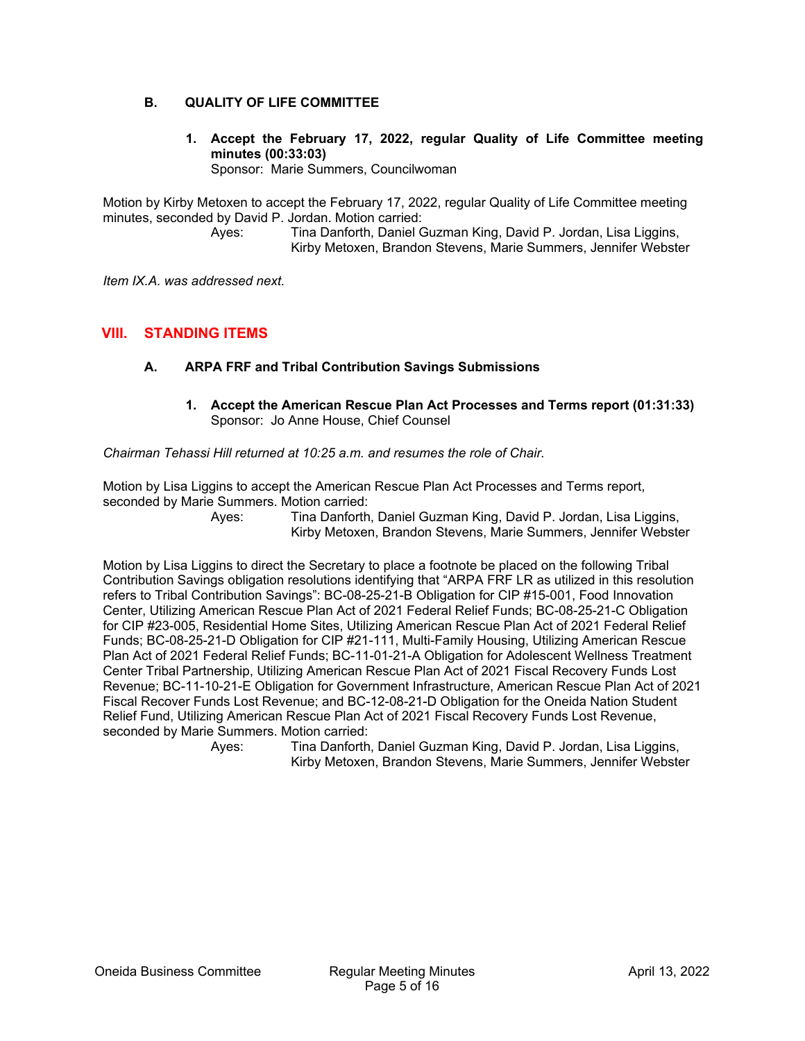### B. QUALITY OF LIFE COMMITTEE

**1. Accept the February 17, 2022, regular Quality of Life Committee meeting minutes (00:33:03)**
Sponsor: Marie Summers, Councilwoman

Motion by Kirby Metoxen to accept the February 17, 2022, regular Quality of Life Committee meeting minutes, seconded by David P. Jordan. Motion carried:

Ayes: Tina Danforth, Daniel Guzman King, David P. Jordan, Lisa Liggins, Kirby Metoxen, Brandon Stevens, Marie Summers, Jennifer Webster

*Item IX.A. was addressed next.*

## VIII. STANDING ITEMS

### A. ARPA FRF and Tribal Contribution Savings Submissions

**1. Accept the American Rescue Plan Act Processes and Terms report (01:31:33)**
Sponsor: Jo Anne House, Chief Counsel

*Chairman Tehassi Hill returned at 10:25 a.m. and resumes the role of Chair.*

Motion by Lisa Liggins to accept the American Rescue Plan Act Processes and Terms report, seconded by Marie Summers. Motion carried:

Ayes: Tina Danforth, Daniel Guzman King, David P. Jordan, Lisa Liggins, Kirby Metoxen, Brandon Stevens, Marie Summers, Jennifer Webster

Motion by Lisa Liggins to direct the Secretary to place a footnote be placed on the following Tribal Contribution Savings obligation resolutions identifying that "ARPA FRF LR as utilized in this resolution refers to Tribal Contribution Savings": BC-08-25-21-B Obligation for CIP #15-001, Food Innovation Center, Utilizing American Rescue Plan Act of 2021 Federal Relief Funds; BC-08-25-21-C Obligation for CIP #23-005, Residential Home Sites, Utilizing American Rescue Plan Act of 2021 Federal Relief Funds; BC-08-25-21-D Obligation for CIP #21-111, Multi-Family Housing, Utilizing American Rescue Plan Act of 2021 Federal Relief Funds; BC-11-01-21-A Obligation for Adolescent Wellness Treatment Center Tribal Partnership, Utilizing American Rescue Plan Act of 2021 Fiscal Recovery Funds Lost Revenue; BC-11-10-21-E Obligation for Government Infrastructure, American Rescue Plan Act of 2021 Fiscal Recover Funds Lost Revenue; and BC-12-08-21-D Obligation for the Oneida Nation Student Relief Fund, Utilizing American Rescue Plan Act of 2021 Fiscal Recovery Funds Lost Revenue, seconded by Marie Summers. Motion carried:

Ayes: Tina Danforth, Daniel Guzman King, David P. Jordan, Lisa Liggins, Kirby Metoxen, Brandon Stevens, Marie Summers, Jennifer Webster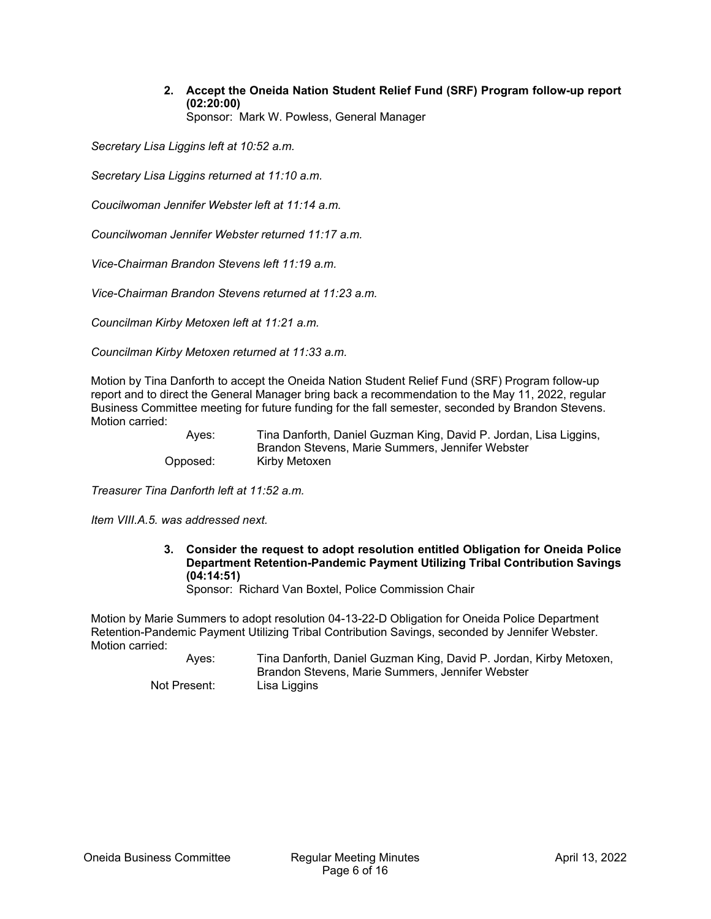**2. Accept the Oneida Nation Student Relief Fund (SRF) Program follow-up report (02:20:00)**
Sponsor: Mark W. Powless, General Manager

*Secretary Lisa Liggins left at 10:52 a.m.*

*Secretary Lisa Liggins returned at 11:10 a.m.*

*Coucilwoman Jennifer Webster left at 11:14 a.m.*

*Councilwoman Jennifer Webster returned 11:17 a.m.*

*Vice-Chairman Brandon Stevens left 11:19 a.m.*

*Vice-Chairman Brandon Stevens returned at 11:23 a.m.*

*Councilman Kirby Metoxen left at 11:21 a.m.*

*Councilman Kirby Metoxen returned at 11:33 a.m.*

Motion by Tina Danforth to accept the Oneida Nation Student Relief Fund (SRF) Program follow-up report and to direct the General Manager bring back a recommendation to the May 11, 2022, regular Business Committee meeting for future funding for the fall semester, seconded by Brandon Stevens. Motion carried:

Ayes: Tina Danforth, Daniel Guzman King, David P. Jordan, Lisa Liggins, Brandon Stevens, Marie Summers, Jennifer Webster
Opposed: Kirby Metoxen

*Treasurer Tina Danforth left at 11:52 a.m.*

*Item VIII.A.5. was addressed next.*

**3. Consider the request to adopt resolution entitled Obligation for Oneida Police Department Retention-Pandemic Payment Utilizing Tribal Contribution Savings (04:14:51)**
Sponsor: Richard Van Boxtel, Police Commission Chair

Motion by Marie Summers to adopt resolution 04-13-22-D Obligation for Oneida Police Department Retention-Pandemic Payment Utilizing Tribal Contribution Savings, seconded by Jennifer Webster. Motion carried:

Ayes: Tina Danforth, Daniel Guzman King, David P. Jordan, Kirby Metoxen, Brandon Stevens, Marie Summers, Jennifer Webster
Not Present: Lisa Liggins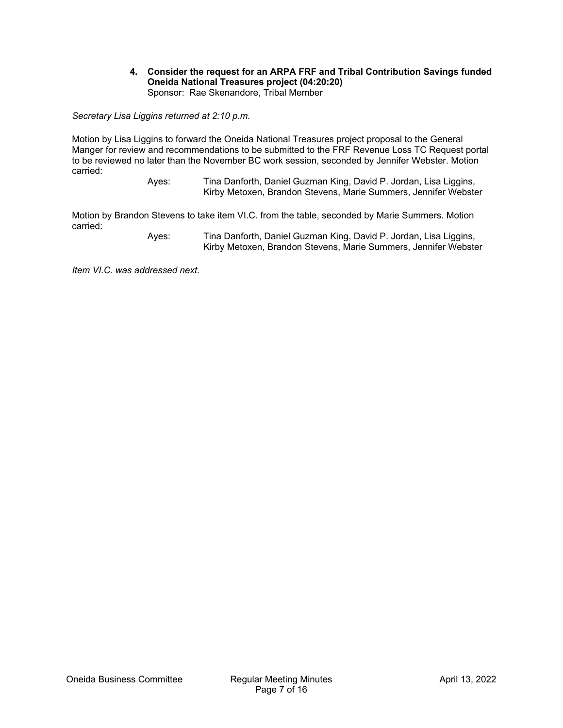**4. Consider the request for an ARPA FRF and Tribal Contribution Savings funded Oneida National Treasures project (04:20:20)**
Sponsor: Rae Skenandore, Tribal Member

*Secretary Lisa Liggins returned at 2:10 p.m.*

Motion by Lisa Liggins to forward the Oneida National Treasures project proposal to the General Manger for review and recommendations to be submitted to the FRF Revenue Loss TC Request portal to be reviewed no later than the November BC work session, seconded by Jennifer Webster. Motion carried:

Ayes: Tina Danforth, Daniel Guzman King, David P. Jordan, Lisa Liggins, Kirby Metoxen, Brandon Stevens, Marie Summers, Jennifer Webster

Motion by Brandon Stevens to take item VI.C. from the table, seconded by Marie Summers. Motion carried:

Ayes: Tina Danforth, Daniel Guzman King, David P. Jordan, Lisa Liggins, Kirby Metoxen, Brandon Stevens, Marie Summers, Jennifer Webster

*Item VI.C. was addressed next.*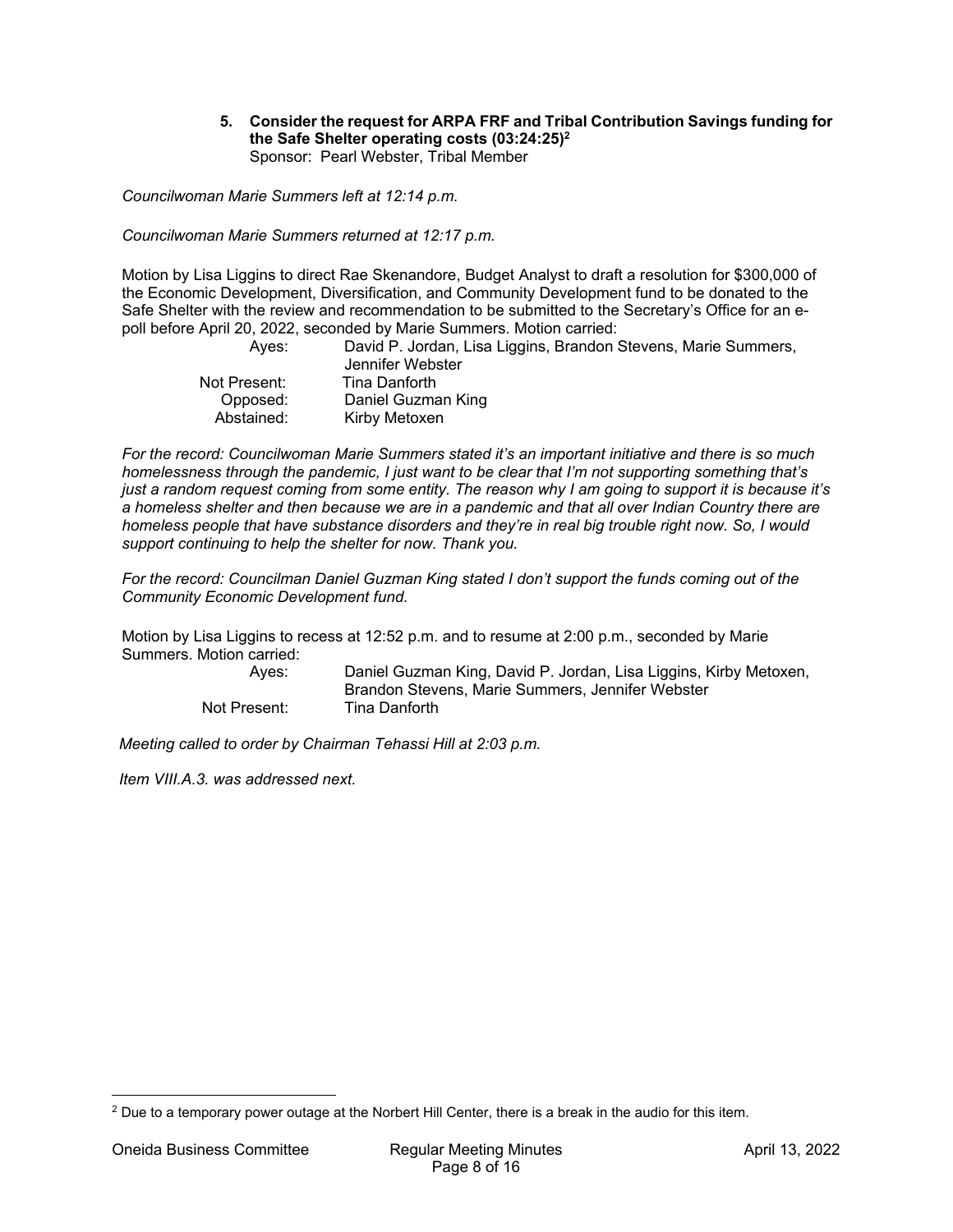**5. Consider the request for ARPA FRF and Tribal Contribution Savings funding for the Safe Shelter operating costs (03:24:25)[2]**
Sponsor: Pearl Webster, Tribal Member

*Councilwoman Marie Summers left at 12:14 p.m.*

*Councilwoman Marie Summers returned at 12:17 p.m.*

Motion by Lisa Liggins to direct Rae Skenandore, Budget Analyst to draft a resolution for $300,000 of the Economic Development, Diversification, and Community Development fund to be donated to the Safe Shelter with the review and recommendation to be submitted to the Secretary's Office for an e-poll before April 20, 2022, seconded by Marie Summers. Motion carried:

| | |
|---|---|
| Ayes: | David P. Jordan, Lisa Liggins, Brandon Stevens, Marie Summers, Jennifer Webster |
| Not Present: | Tina Danforth |
| Opposed: | Daniel Guzman King |
| Abstained: | Kirby Metoxen |

*For the record: Councilwoman Marie Summers stated it's an important initiative and there is so much homelessness through the pandemic, I just want to be clear that I'm not supporting something that's just a random request coming from some entity. The reason why I am going to support it is because it's a homeless shelter and then because we are in a pandemic and that all over Indian Country there are homeless people that have substance disorders and they're in real big trouble right now. So, I would support continuing to help the shelter for now. Thank you.*

*For the record: Councilman Daniel Guzman King stated I don't support the funds coming out of the Community Economic Development fund.*

Motion by Lisa Liggins to recess at 12:52 p.m. and to resume at 2:00 p.m., seconded by Marie Summers. Motion carried:

| | |
|---|---|
| Ayes: | Daniel Guzman King, David P. Jordan, Lisa Liggins, Kirby Metoxen, Brandon Stevens, Marie Summers, Jennifer Webster |
| Not Present: | Tina Danforth |

*Meeting called to order by Chairman Tehassi Hill at 2:03 p.m.*

*Item VIII.A.3. was addressed next.*

[2] Due to a temporary power outage at the Norbert Hill Center, there is a break in the audio for this item.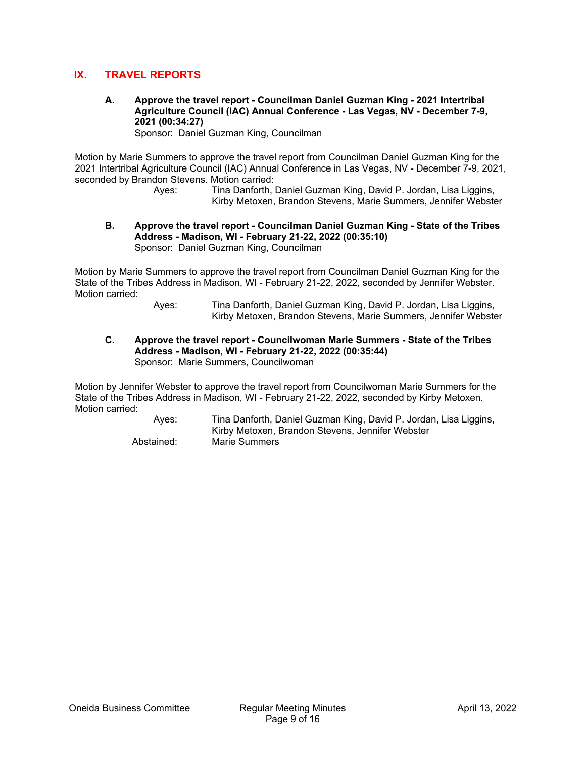## IX. TRAVEL REPORTS

**A. Approve the travel report - Councilman Daniel Guzman King - 2021 Intertribal Agriculture Council (IAC) Annual Conference - Las Vegas, NV - December 7-9, 2021 (00:34:27)**
Sponsor: Daniel Guzman King, Councilman

Motion by Marie Summers to approve the travel report from Councilman Daniel Guzman King for the 2021 Intertribal Agriculture Council (IAC) Annual Conference in Las Vegas, NV - December 7-9, 2021, seconded by Brandon Stevens. Motion carried:

Ayes: Tina Danforth, Daniel Guzman King, David P. Jordan, Lisa Liggins, Kirby Metoxen, Brandon Stevens, Marie Summers, Jennifer Webster

**B. Approve the travel report - Councilman Daniel Guzman King - State of the Tribes Address - Madison, WI - February 21-22, 2022 (00:35:10)**
Sponsor: Daniel Guzman King, Councilman

Motion by Marie Summers to approve the travel report from Councilman Daniel Guzman King for the State of the Tribes Address in Madison, WI - February 21-22, 2022, seconded by Jennifer Webster. Motion carried:

Ayes: Tina Danforth, Daniel Guzman King, David P. Jordan, Lisa Liggins, Kirby Metoxen, Brandon Stevens, Marie Summers, Jennifer Webster

**C. Approve the travel report - Councilwoman Marie Summers - State of the Tribes Address - Madison, WI - February 21-22, 2022 (00:35:44)**
Sponsor: Marie Summers, Councilwoman

Motion by Jennifer Webster to approve the travel report from Councilwoman Marie Summers for the State of the Tribes Address in Madison, WI - February 21-22, 2022, seconded by Kirby Metoxen. Motion carried:

Ayes: Tina Danforth, Daniel Guzman King, David P. Jordan, Lisa Liggins, Kirby Metoxen, Brandon Stevens, Jennifer Webster
Abstained: Marie Summers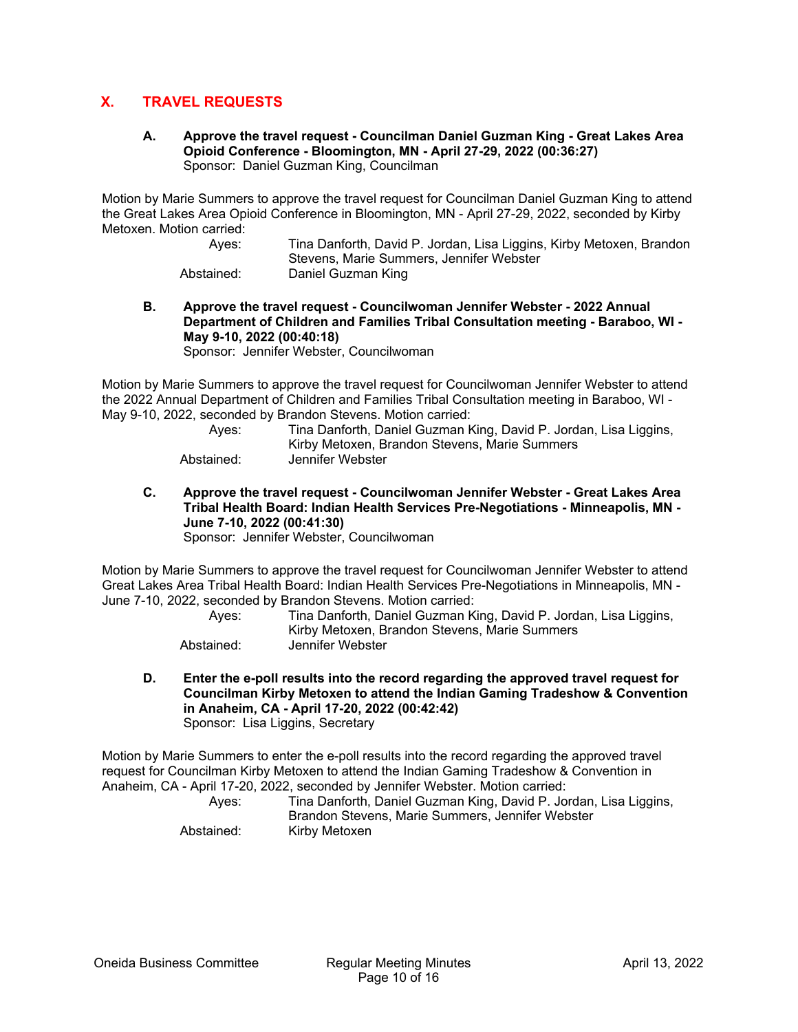## X. TRAVEL REQUESTS

**A. Approve the travel request - Councilman Daniel Guzman King - Great Lakes Area Opioid Conference - Bloomington, MN - April 27-29, 2022 (00:36:27)**
Sponsor: Daniel Guzman King, Councilman

Motion by Marie Summers to approve the travel request for Councilman Daniel Guzman King to attend the Great Lakes Area Opioid Conference in Bloomington, MN - April 27-29, 2022, seconded by Kirby Metoxen. Motion carried:

Ayes: Tina Danforth, David P. Jordan, Lisa Liggins, Kirby Metoxen, Brandon Stevens, Marie Summers, Jennifer Webster
Abstained: Daniel Guzman King

**B. Approve the travel request - Councilwoman Jennifer Webster - 2022 Annual Department of Children and Families Tribal Consultation meeting - Baraboo, WI - May 9-10, 2022 (00:40:18)**
Sponsor: Jennifer Webster, Councilwoman

Motion by Marie Summers to approve the travel request for Councilwoman Jennifer Webster to attend the 2022 Annual Department of Children and Families Tribal Consultation meeting in Baraboo, WI - May 9-10, 2022, seconded by Brandon Stevens. Motion carried:

Ayes: Tina Danforth, Daniel Guzman King, David P. Jordan, Lisa Liggins, Kirby Metoxen, Brandon Stevens, Marie Summers
Abstained: Jennifer Webster

**C. Approve the travel request - Councilwoman Jennifer Webster - Great Lakes Area Tribal Health Board: Indian Health Services Pre-Negotiations - Minneapolis, MN - June 7-10, 2022 (00:41:30)**
Sponsor: Jennifer Webster, Councilwoman

Motion by Marie Summers to approve the travel request for Councilwoman Jennifer Webster to attend Great Lakes Area Tribal Health Board: Indian Health Services Pre-Negotiations in Minneapolis, MN - June 7-10, 2022, seconded by Brandon Stevens. Motion carried:

Ayes: Tina Danforth, Daniel Guzman King, David P. Jordan, Lisa Liggins, Kirby Metoxen, Brandon Stevens, Marie Summers
Abstained: Jennifer Webster

**D. Enter the e-poll results into the record regarding the approved travel request for Councilman Kirby Metoxen to attend the Indian Gaming Tradeshow & Convention in Anaheim, CA - April 17-20, 2022 (00:42:42)**
Sponsor: Lisa Liggins, Secretary

Motion by Marie Summers to enter the e-poll results into the record regarding the approved travel request for Councilman Kirby Metoxen to attend the Indian Gaming Tradeshow & Convention in Anaheim, CA - April 17-20, 2022, seconded by Jennifer Webster. Motion carried:

Ayes: Tina Danforth, Daniel Guzman King, David P. Jordan, Lisa Liggins, Brandon Stevens, Marie Summers, Jennifer Webster
Abstained: Kirby Metoxen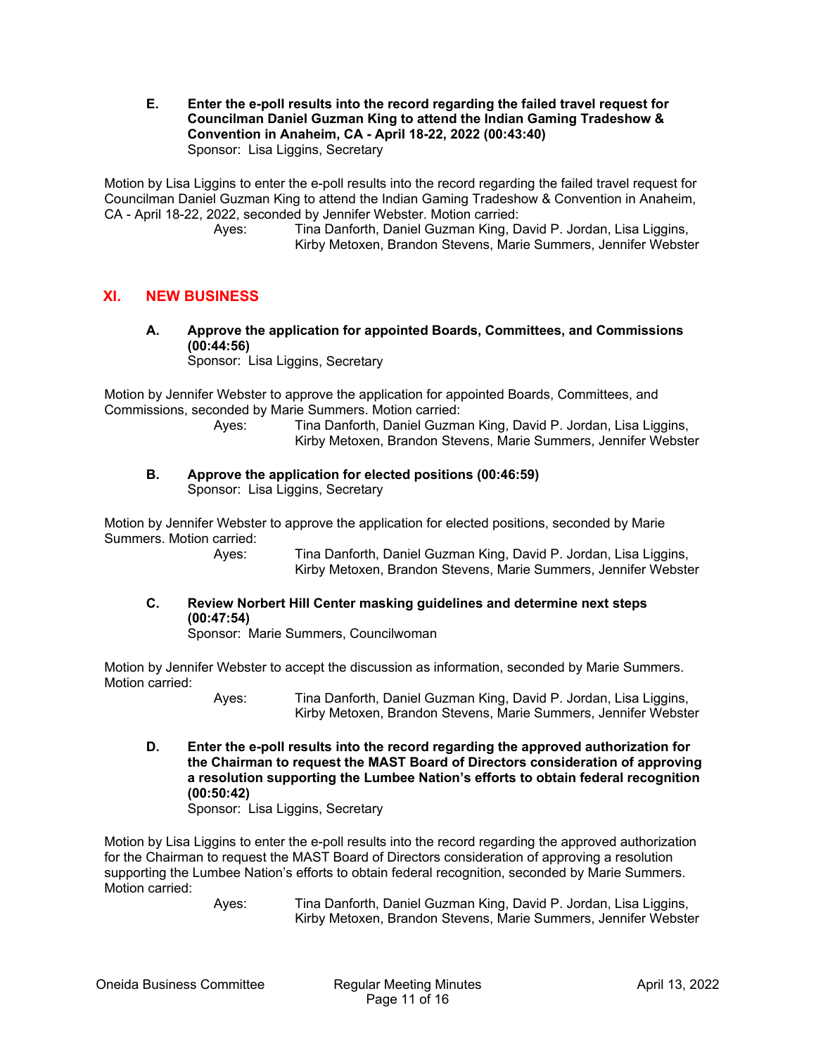**E. Enter the e-poll results into the record regarding the failed travel request for Councilman Daniel Guzman King to attend the Indian Gaming Tradeshow & Convention in Anaheim, CA - April 18-22, 2022 (00:43:40)**
Sponsor: Lisa Liggins, Secretary

Motion by Lisa Liggins to enter the e-poll results into the record regarding the failed travel request for Councilman Daniel Guzman King to attend the Indian Gaming Tradeshow & Convention in Anaheim, CA - April 18-22, 2022, seconded by Jennifer Webster. Motion carried:

Ayes: Tina Danforth, Daniel Guzman King, David P. Jordan, Lisa Liggins, Kirby Metoxen, Brandon Stevens, Marie Summers, Jennifer Webster

## XI. NEW BUSINESS

**A. Approve the application for appointed Boards, Committees, and Commissions (00:44:56)**
Sponsor: Lisa Liggins, Secretary

Motion by Jennifer Webster to approve the application for appointed Boards, Committees, and Commissions, seconded by Marie Summers. Motion carried:

Ayes: Tina Danforth, Daniel Guzman King, David P. Jordan, Lisa Liggins, Kirby Metoxen, Brandon Stevens, Marie Summers, Jennifer Webster

**B. Approve the application for elected positions (00:46:59)**
Sponsor: Lisa Liggins, Secretary

Motion by Jennifer Webster to approve the application for elected positions, seconded by Marie Summers. Motion carried:

Ayes: Tina Danforth, Daniel Guzman King, David P. Jordan, Lisa Liggins, Kirby Metoxen, Brandon Stevens, Marie Summers, Jennifer Webster

**C. Review Norbert Hill Center masking guidelines and determine next steps (00:47:54)**
Sponsor: Marie Summers, Councilwoman

Motion by Jennifer Webster to accept the discussion as information, seconded by Marie Summers. Motion carried:

Ayes: Tina Danforth, Daniel Guzman King, David P. Jordan, Lisa Liggins, Kirby Metoxen, Brandon Stevens, Marie Summers, Jennifer Webster

**D. Enter the e-poll results into the record regarding the approved authorization for the Chairman to request the MAST Board of Directors consideration of approving a resolution supporting the Lumbee Nation's efforts to obtain federal recognition (00:50:42)**
Sponsor: Lisa Liggins, Secretary

Motion by Lisa Liggins to enter the e-poll results into the record regarding the approved authorization for the Chairman to request the MAST Board of Directors consideration of approving a resolution supporting the Lumbee Nation's efforts to obtain federal recognition, seconded by Marie Summers. Motion carried:

Ayes: Tina Danforth, Daniel Guzman King, David P. Jordan, Lisa Liggins, Kirby Metoxen, Brandon Stevens, Marie Summers, Jennifer Webster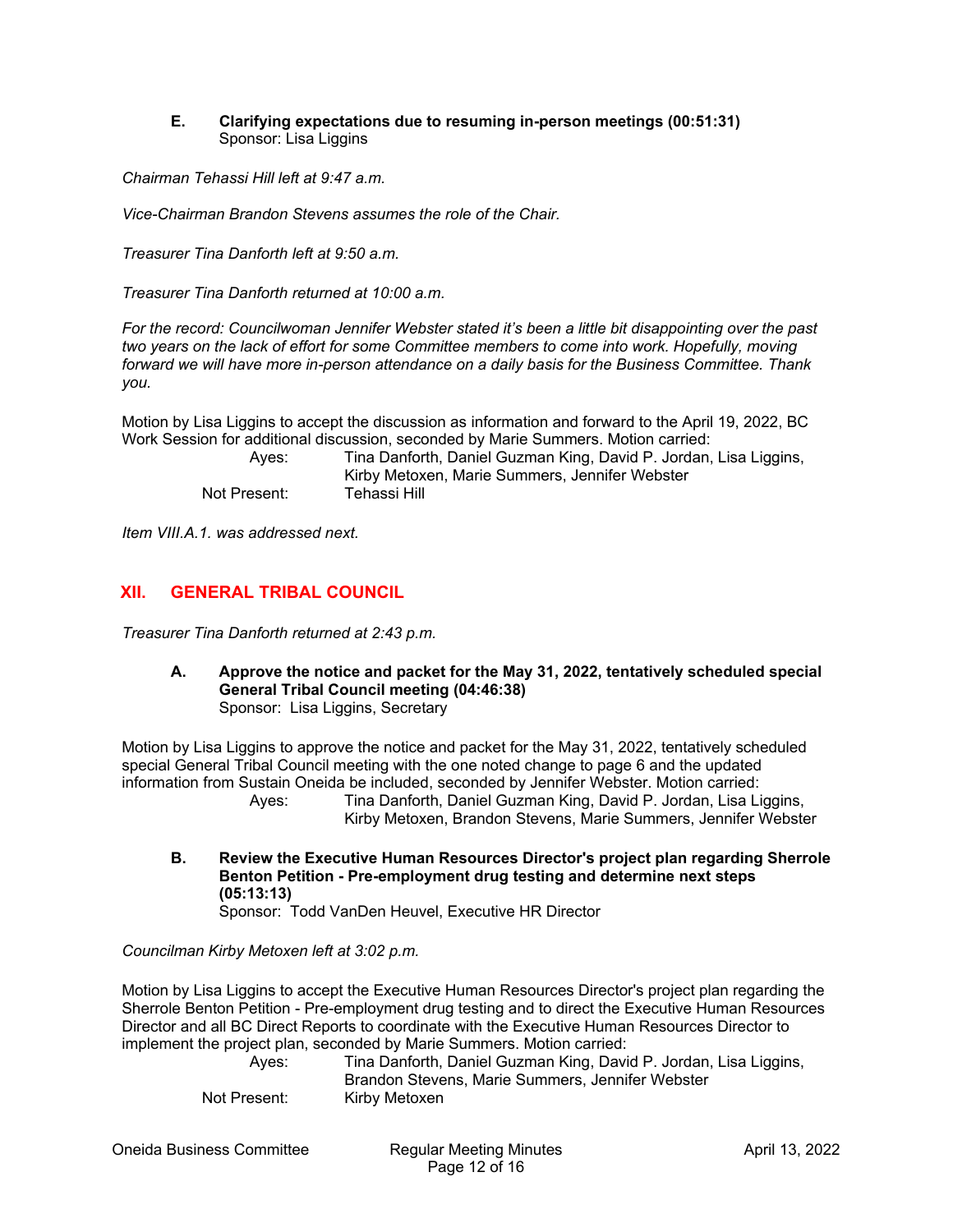**E. Clarifying expectations due to resuming in-person meetings (00:51:31)**
Sponsor: Lisa Liggins

*Chairman Tehassi Hill left at 9:47 a.m.*

*Vice-Chairman Brandon Stevens assumes the role of the Chair.*

*Treasurer Tina Danforth left at 9:50 a.m.*

*Treasurer Tina Danforth returned at 10:00 a.m.*

*For the record: Councilwoman Jennifer Webster stated it's been a little bit disappointing over the past two years on the lack of effort for some Committee members to come into work. Hopefully, moving forward we will have more in-person attendance on a daily basis for the Business Committee. Thank you.*

Motion by Lisa Liggins to accept the discussion as information and forward to the April 19, 2022, BC Work Session for additional discussion, seconded by Marie Summers. Motion carried:

Ayes: Tina Danforth, Daniel Guzman King, David P. Jordan, Lisa Liggins, Kirby Metoxen, Marie Summers, Jennifer Webster
Not Present: Tehassi Hill

*Item VIII.A.1. was addressed next.*

## XII. GENERAL TRIBAL COUNCIL

*Treasurer Tina Danforth returned at 2:43 p.m.*

**A. Approve the notice and packet for the May 31, 2022, tentatively scheduled special General Tribal Council meeting (04:46:38)**
Sponsor: Lisa Liggins, Secretary

Motion by Lisa Liggins to approve the notice and packet for the May 31, 2022, tentatively scheduled special General Tribal Council meeting with the one noted change to page 6 and the updated information from Sustain Oneida be included, seconded by Jennifer Webster. Motion carried:

Ayes: Tina Danforth, Daniel Guzman King, David P. Jordan, Lisa Liggins, Kirby Metoxen, Brandon Stevens, Marie Summers, Jennifer Webster

**B. Review the Executive Human Resources Director's project plan regarding Sherrole Benton Petition - Pre-employment drug testing and determine next steps (05:13:13)**
Sponsor: Todd VanDen Heuvel, Executive HR Director

*Councilman Kirby Metoxen left at 3:02 p.m.*

Motion by Lisa Liggins to accept the Executive Human Resources Director's project plan regarding the Sherrole Benton Petition - Pre-employment drug testing and to direct the Executive Human Resources Director and all BC Direct Reports to coordinate with the Executive Human Resources Director to implement the project plan, seconded by Marie Summers. Motion carried:

Ayes: Tina Danforth, Daniel Guzman King, David P. Jordan, Lisa Liggins, Brandon Stevens, Marie Summers, Jennifer Webster
Not Present: Kirby Metoxen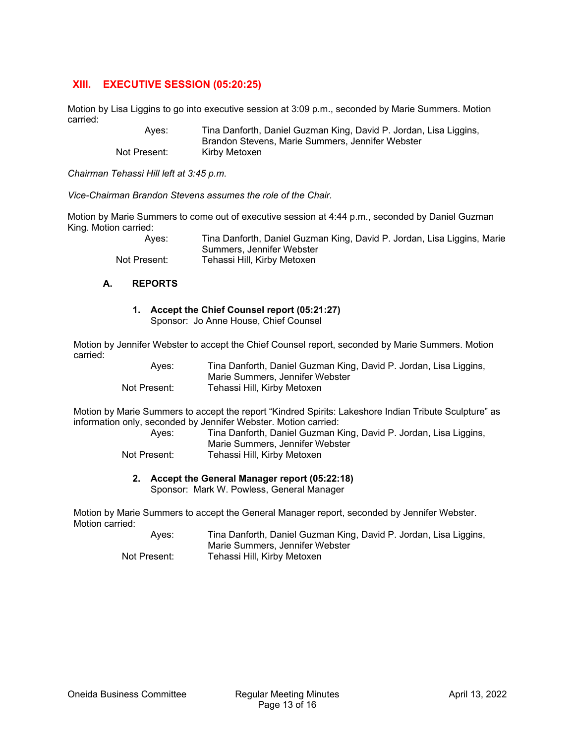## XIII. EXECUTIVE SESSION (05:20:25)

Motion by Lisa Liggins to go into executive session at 3:09 p.m., seconded by Marie Summers. Motion carried:

| | |
|---|---|
| Ayes: | Tina Danforth, Daniel Guzman King, David P. Jordan, Lisa Liggins, Brandon Stevens, Marie Summers, Jennifer Webster |
| Not Present: | Kirby Metoxen |

*Chairman Tehassi Hill left at 3:45 p.m.*

*Vice-Chairman Brandon Stevens assumes the role of the Chair.*

Motion by Marie Summers to come out of executive session at 4:44 p.m., seconded by Daniel Guzman King. Motion carried:

| | |
|---|---|
| Ayes: | Tina Danforth, Daniel Guzman King, David P. Jordan, Lisa Liggins, Marie Summers, Jennifer Webster |
| Not Present: | Tehassi Hill, Kirby Metoxen |

### A. REPORTS

**1. Accept the Chief Counsel report (05:21:27)**
Sponsor: Jo Anne House, Chief Counsel

Motion by Jennifer Webster to accept the Chief Counsel report, seconded by Marie Summers. Motion carried:

| | |
|---|---|
| Ayes: | Tina Danforth, Daniel Guzman King, David P. Jordan, Lisa Liggins, Marie Summers, Jennifer Webster |
| Not Present: | Tehassi Hill, Kirby Metoxen |

Motion by Marie Summers to accept the report "Kindred Spirits: Lakeshore Indian Tribute Sculpture" as information only, seconded by Jennifer Webster. Motion carried:

| | |
|---|---|
| Ayes: | Tina Danforth, Daniel Guzman King, David P. Jordan, Lisa Liggins, Marie Summers, Jennifer Webster |
| Not Present: | Tehassi Hill, Kirby Metoxen |

**2. Accept the General Manager report (05:22:18)**
Sponsor: Mark W. Powless, General Manager

Motion by Marie Summers to accept the General Manager report, seconded by Jennifer Webster. Motion carried:

| | |
|---|---|
| Ayes: | Tina Danforth, Daniel Guzman King, David P. Jordan, Lisa Liggins, Marie Summers, Jennifer Webster |
| Not Present: | Tehassi Hill, Kirby Metoxen |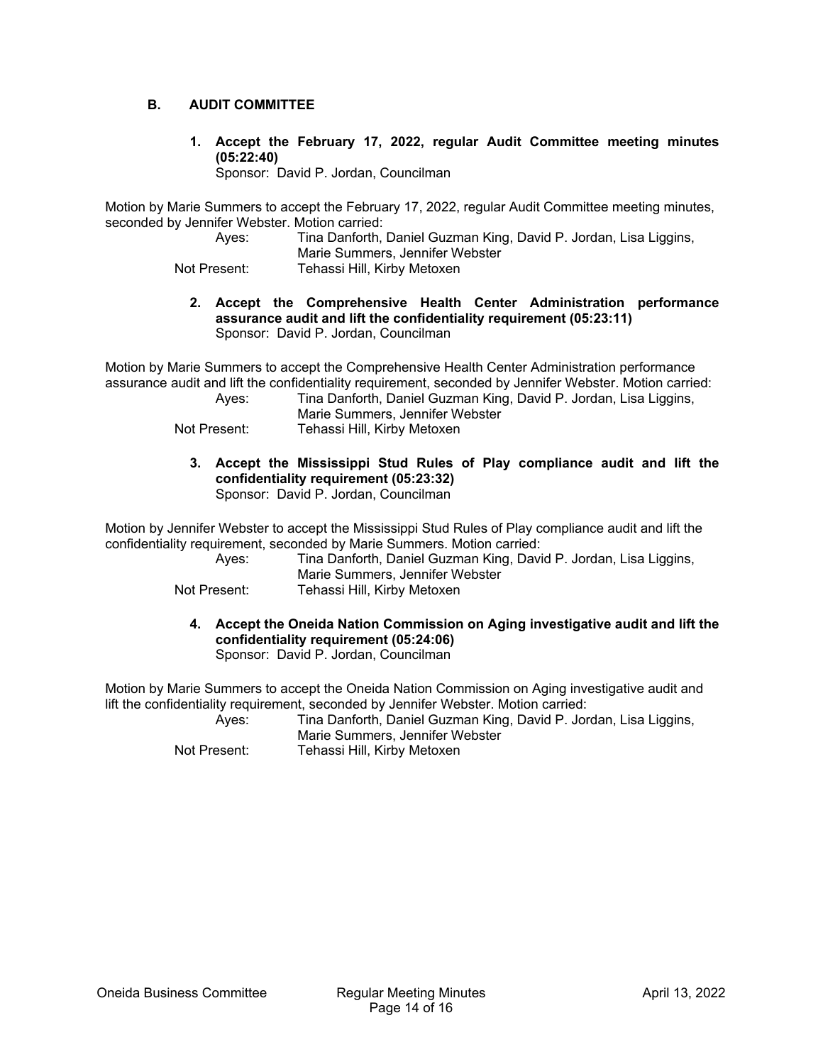## B. AUDIT COMMITTEE

**1. Accept the February 17, 2022, regular Audit Committee meeting minutes (05:22:40)**
Sponsor: David P. Jordan, Councilman

Motion by Marie Summers to accept the February 17, 2022, regular Audit Committee meeting minutes, seconded by Jennifer Webster. Motion carried:

Ayes: Tina Danforth, Daniel Guzman King, David P. Jordan, Lisa Liggins, Marie Summers, Jennifer Webster
Not Present: Tehassi Hill, Kirby Metoxen

**2. Accept the Comprehensive Health Center Administration performance assurance audit and lift the confidentiality requirement (05:23:11)**
Sponsor: David P. Jordan, Councilman

Motion by Marie Summers to accept the Comprehensive Health Center Administration performance assurance audit and lift the confidentiality requirement, seconded by Jennifer Webster. Motion carried:

Ayes: Tina Danforth, Daniel Guzman King, David P. Jordan, Lisa Liggins, Marie Summers, Jennifer Webster
Not Present: Tehassi Hill, Kirby Metoxen

**3. Accept the Mississippi Stud Rules of Play compliance audit and lift the confidentiality requirement (05:23:32)**
Sponsor: David P. Jordan, Councilman

Motion by Jennifer Webster to accept the Mississippi Stud Rules of Play compliance audit and lift the confidentiality requirement, seconded by Marie Summers. Motion carried:

Ayes: Tina Danforth, Daniel Guzman King, David P. Jordan, Lisa Liggins, Marie Summers, Jennifer Webster
Not Present: Tehassi Hill, Kirby Metoxen

**4. Accept the Oneida Nation Commission on Aging investigative audit and lift the confidentiality requirement (05:24:06)**
Sponsor: David P. Jordan, Councilman

Motion by Marie Summers to accept the Oneida Nation Commission on Aging investigative audit and lift the confidentiality requirement, seconded by Jennifer Webster. Motion carried:

Ayes: Tina Danforth, Daniel Guzman King, David P. Jordan, Lisa Liggins, Marie Summers, Jennifer Webster
Not Present: Tehassi Hill, Kirby Metoxen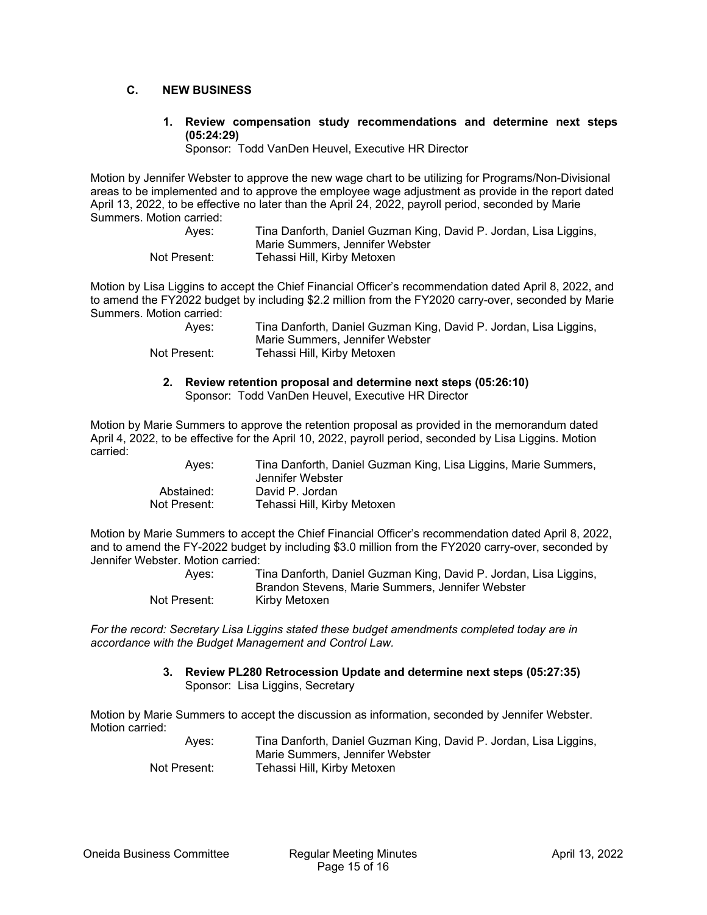## C. NEW BUSINESS

### 1. Review compensation study recommendations and determine next steps (05:24:29)

Sponsor: Todd VanDen Heuvel, Executive HR Director

Motion by Jennifer Webster to approve the new wage chart to be utilizing for Programs/Non-Divisional areas to be implemented and to approve the employee wage adjustment as provide in the report dated April 13, 2022, to be effective no later than the April 24, 2022, payroll period, seconded by Marie Summers. Motion carried:

| | |
|---|---|
| Ayes: | Tina Danforth, Daniel Guzman King, David P. Jordan, Lisa Liggins, Marie Summers, Jennifer Webster |
| Not Present: | Tehassi Hill, Kirby Metoxen |

Motion by Lisa Liggins to accept the Chief Financial Officer's recommendation dated April 8, 2022, and to amend the FY2022 budget by including $2.2 million from the FY2020 carry-over, seconded by Marie Summers. Motion carried:

| | |
|---|---|
| Ayes: | Tina Danforth, Daniel Guzman King, David P. Jordan, Lisa Liggins, Marie Summers, Jennifer Webster |
| Not Present: | Tehassi Hill, Kirby Metoxen |

### 2. Review retention proposal and determine next steps (05:26:10)

Sponsor: Todd VanDen Heuvel, Executive HR Director

Motion by Marie Summers to approve the retention proposal as provided in the memorandum dated April 4, 2022, to be effective for the April 10, 2022, payroll period, seconded by Lisa Liggins. Motion carried:

| | |
|---|---|
| Ayes: | Tina Danforth, Daniel Guzman King, Lisa Liggins, Marie Summers, Jennifer Webster |
| Abstained: | David P. Jordan |
| Not Present: | Tehassi Hill, Kirby Metoxen |

Motion by Marie Summers to accept the Chief Financial Officer's recommendation dated April 8, 2022, and to amend the FY-2022 budget by including $3.0 million from the FY2020 carry-over, seconded by Jennifer Webster. Motion carried:

| | |
|---|---|
| Ayes: | Tina Danforth, Daniel Guzman King, David P. Jordan, Lisa Liggins, Brandon Stevens, Marie Summers, Jennifer Webster |
| Not Present: | Kirby Metoxen |

*For the record: Secretary Lisa Liggins stated these budget amendments completed today are in accordance with the Budget Management and Control Law.*

### 3. Review PL280 Retrocession Update and determine next steps (05:27:35)

Sponsor: Lisa Liggins, Secretary

Motion by Marie Summers to accept the discussion as information, seconded by Jennifer Webster. Motion carried:

| | |
|---|---|
| Ayes: | Tina Danforth, Daniel Guzman King, David P. Jordan, Lisa Liggins, Marie Summers, Jennifer Webster |
| Not Present: | Tehassi Hill, Kirby Metoxen |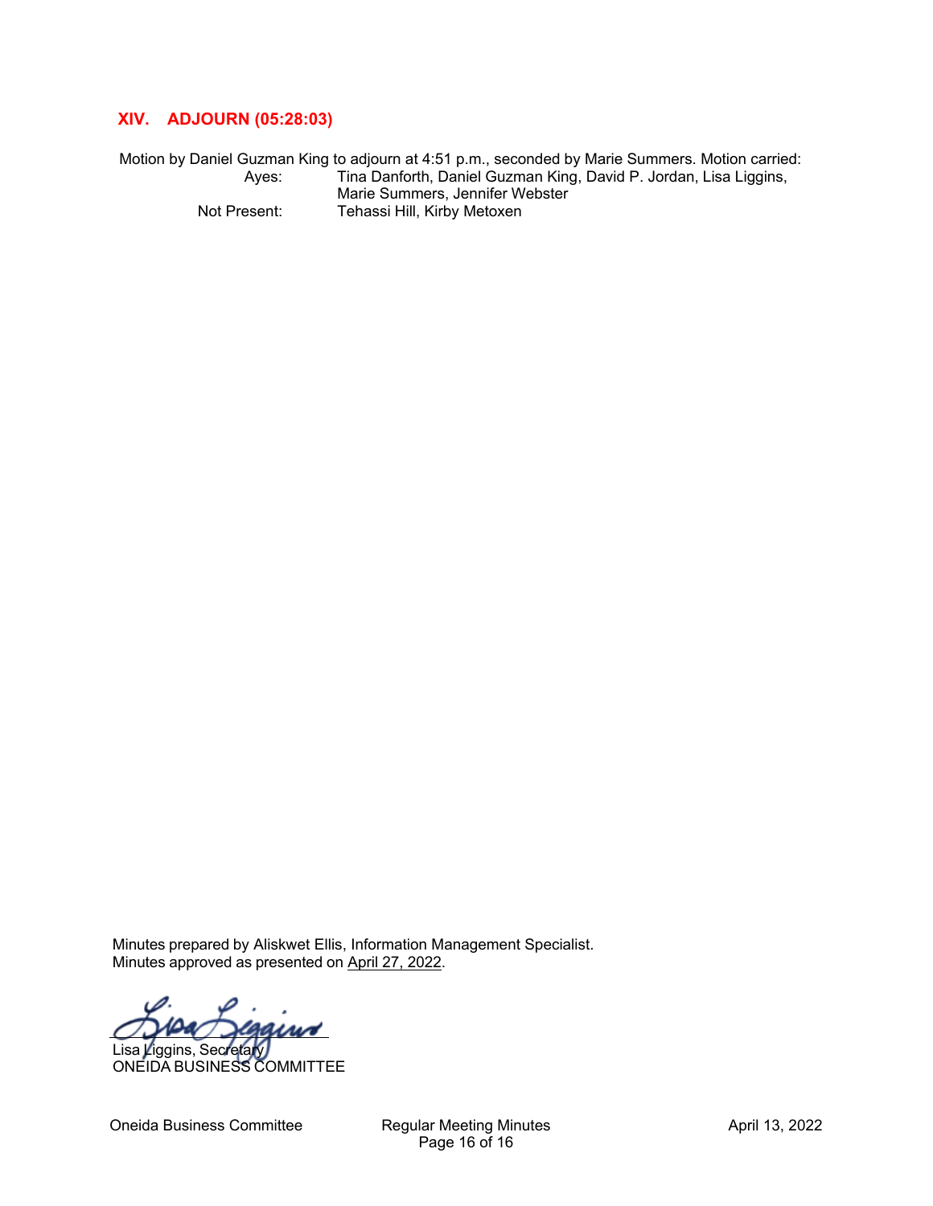## XIV. ADJOURN (05:28:03)

Motion by Daniel Guzman King to adjourn at 4:51 p.m., seconded by Marie Summers. Motion carried:

| | |
|---|---|
| Ayes: | Tina Danforth, Daniel Guzman King, David P. Jordan, Lisa Liggins, Marie Summers, Jennifer Webster |
| Not Present: | Tehassi Hill, Kirby Metoxen |

Minutes prepared by Aliskwet Ellis, Information Management Specialist.
Minutes approved as presented on April 27, 2022.

Lisa Liggins, Secretary
ONEIDA BUSINESS COMMITTEE